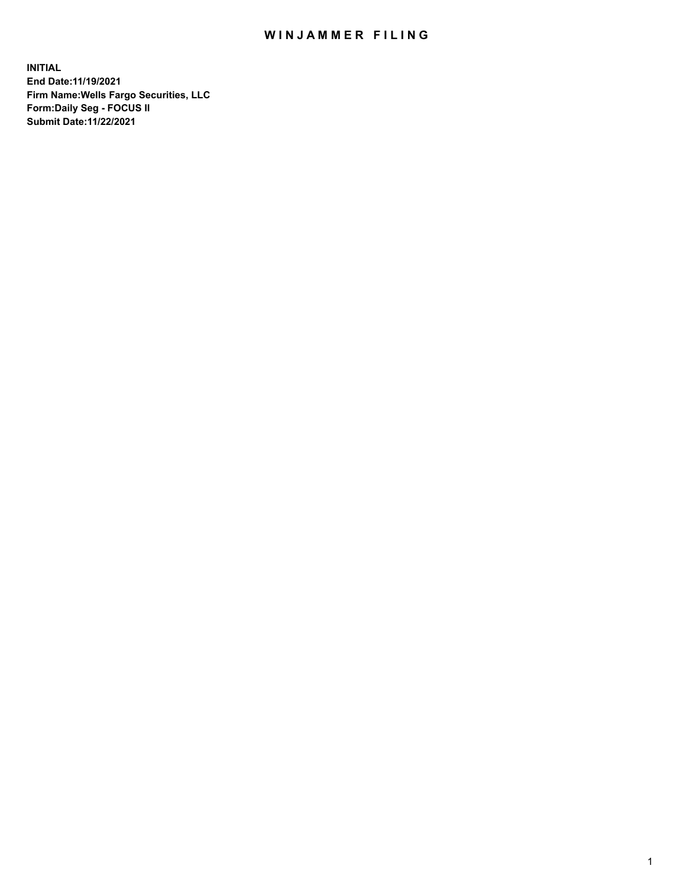# WINJAMMER FILING

**INITIAL**
**End Date:11/19/2021**
**Firm Name:Wells Fargo Securities, LLC**
**Form:Daily Seg - FOCUS II**
**Submit Date:11/22/2021**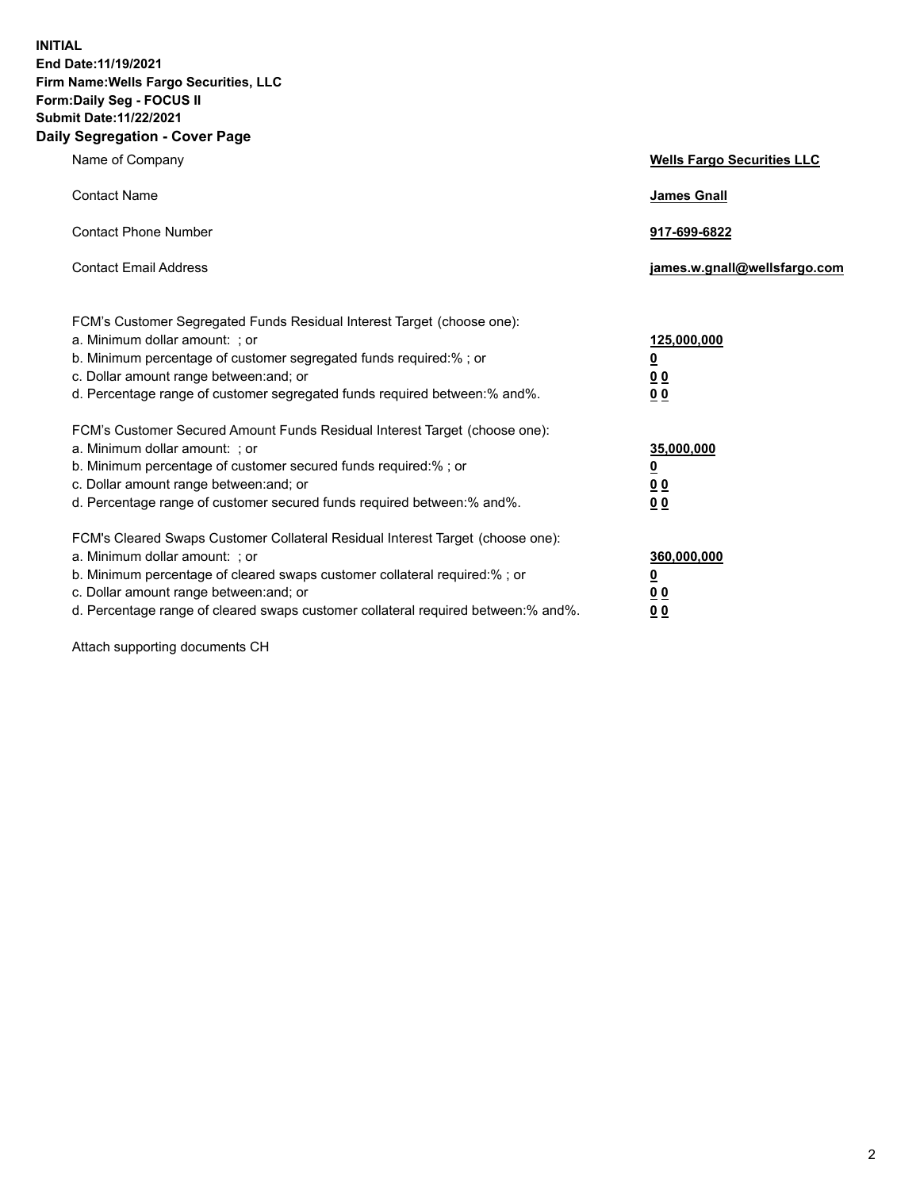**INITIAL**
**End Date:11/19/2021**
**Firm Name:Wells Fargo Securities, LLC**
**Form:Daily Seg - FOCUS II**
**Submit Date:11/22/2021**

## Daily Segregation - Cover Page

| | |
|---|---|
| Name of Company | **Wells Fargo Securities LLC** |
| Contact Name | **James Gnall** |
| Contact Phone Number | **917-699-6822** |
| Contact Email Address | **james.w.gnall@wellsfargo.com** |

| | |
|---|---|
| FCM's Customer Segregated Funds Residual Interest Target (choose one): | |
| a. Minimum dollar amount: ; or | **125,000,000** |
| b. Minimum percentage of customer segregated funds required:% ; or | **0** |
| c. Dollar amount range between:and; or | **0 0** |
| d. Percentage range of customer segregated funds required between:% and%. | **0 0** |
| FCM's Customer Secured Amount Funds Residual Interest Target (choose one): | |
| a. Minimum dollar amount: ; or | **35,000,000** |
| b. Minimum percentage of customer secured funds required:% ; or | **0** |
| c. Dollar amount range between:and; or | **0 0** |
| d. Percentage range of customer secured funds required between:% and%. | **0 0** |
| FCM's Cleared Swaps Customer Collateral Residual Interest Target (choose one): | |
| a. Minimum dollar amount: ; or | **360,000,000** |
| b. Minimum percentage of cleared swaps customer collateral required:% ; or | **0** |
| c. Dollar amount range between:and; or | **0 0** |
| d. Percentage range of cleared swaps customer collateral required between:% and%. | **0 0** |

Attach supporting documents CH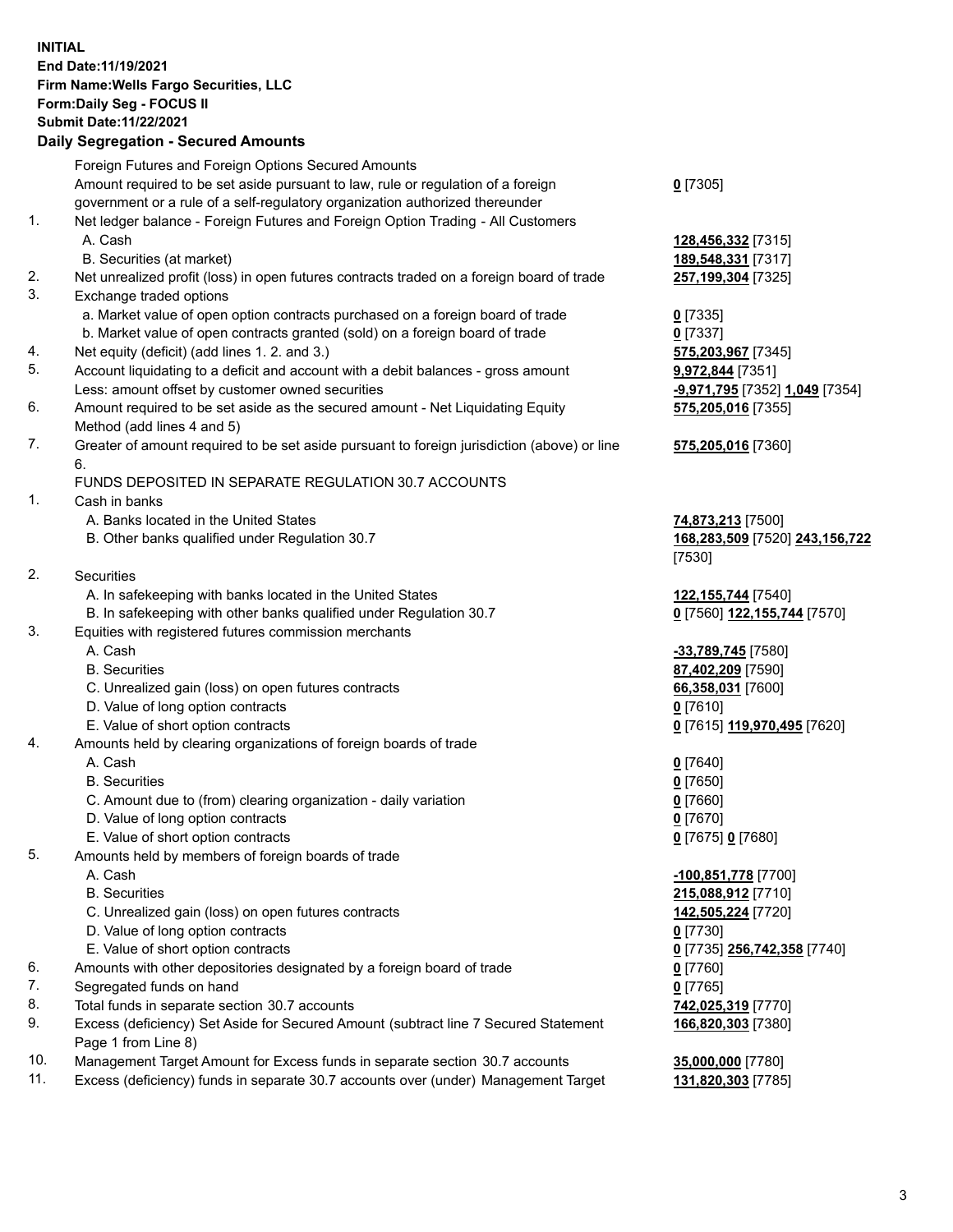**INITIAL**
**End Date:11/19/2021**
**Firm Name:Wells Fargo Securities, LLC**
**Form:Daily Seg - FOCUS II**
**Submit Date:11/22/2021**

**Daily Segregation - Secured Amounts**

| | | |
|---|---|---|
| | Foreign Futures and Foreign Options Secured Amounts | |
| | Amount required to be set aside pursuant to law, rule or regulation of a foreign government or a rule of a self-regulatory organization authorized thereunder | **0** [7305] |
| 1. | Net ledger balance - Foreign Futures and Foreign Option Trading - All Customers | |
| | A. Cash | **128,456,332** [7315] |
| | B. Securities (at market) | **189,548,331** [7317] |
| 2. | Net unrealized profit (loss) in open futures contracts traded on a foreign board of trade | **257,199,304** [7325] |
| 3. | Exchange traded options | |
| | a. Market value of open option contracts purchased on a foreign board of trade | **0** [7335] |
| | b. Market value of open contracts granted (sold) on a foreign board of trade | **0** [7337] |
| 4. | Net equity (deficit) (add lines 1. 2. and 3.) | **575,203,967** [7345] |
| 5. | Account liquidating to a deficit and account with a debit balances - gross amount | **9,972,844** [7351] |
| | Less: amount offset by customer owned securities | **-9,971,795** [7352] **1,049** [7354] |
| 6. | Amount required to be set aside as the secured amount - Net Liquidating Equity Method (add lines 4 and 5) | **575,205,016** [7355] |
| 7. | Greater of amount required to be set aside pursuant to foreign jurisdiction (above) or line 6. | **575,205,016** [7360] |
| | FUNDS DEPOSITED IN SEPARATE REGULATION 30.7 ACCOUNTS | |
| 1. | Cash in banks | |
| | A. Banks located in the United States | **74,873,213** [7500] |
| | B. Other banks qualified under Regulation 30.7 | **168,283,509** [7520] **243,156,722** [7530] |
| 2. | Securities | |
| | A. In safekeeping with banks located in the United States | **122,155,744** [7540] |
| | B. In safekeeping with other banks qualified under Regulation 30.7 | **0** [7560] **122,155,744** [7570] |
| 3. | Equities with registered futures commission merchants | |
| | A. Cash | **-33,789,745** [7580] |
| | B. Securities | **87,402,209** [7590] |
| | C. Unrealized gain (loss) on open futures contracts | **66,358,031** [7600] |
| | D. Value of long option contracts | **0** [7610] |
| | E. Value of short option contracts | **0** [7615] **119,970,495** [7620] |
| 4. | Amounts held by clearing organizations of foreign boards of trade | |
| | A. Cash | **0** [7640] |
| | B. Securities | **0** [7650] |
| | C. Amount due to (from) clearing organization - daily variation | **0** [7660] |
| | D. Value of long option contracts | **0** [7670] |
| | E. Value of short option contracts | **0** [7675] **0** [7680] |
| 5. | Amounts held by members of foreign boards of trade | |
| | A. Cash | **-100,851,778** [7700] |
| | B. Securities | **215,088,912** [7710] |
| | C. Unrealized gain (loss) on open futures contracts | **142,505,224** [7720] |
| | D. Value of long option contracts | **0** [7730] |
| | E. Value of short option contracts | **0** [7735] **256,742,358** [7740] |
| 6. | Amounts with other depositories designated by a foreign board of trade | **0** [7760] |
| 7. | Segregated funds on hand | **0** [7765] |
| 8. | Total funds in separate section 30.7 accounts | **742,025,319** [7770] |
| 9. | Excess (deficiency) Set Aside for Secured Amount (subtract line 7 Secured Statement Page 1 from Line 8) | **166,820,303** [7380] |
| 10. | Management Target Amount for Excess funds in separate section 30.7 accounts | **35,000,000** [7780] |
| 11. | Excess (deficiency) funds in separate 30.7 accounts over (under) Management Target | **131,820,303** [7785] |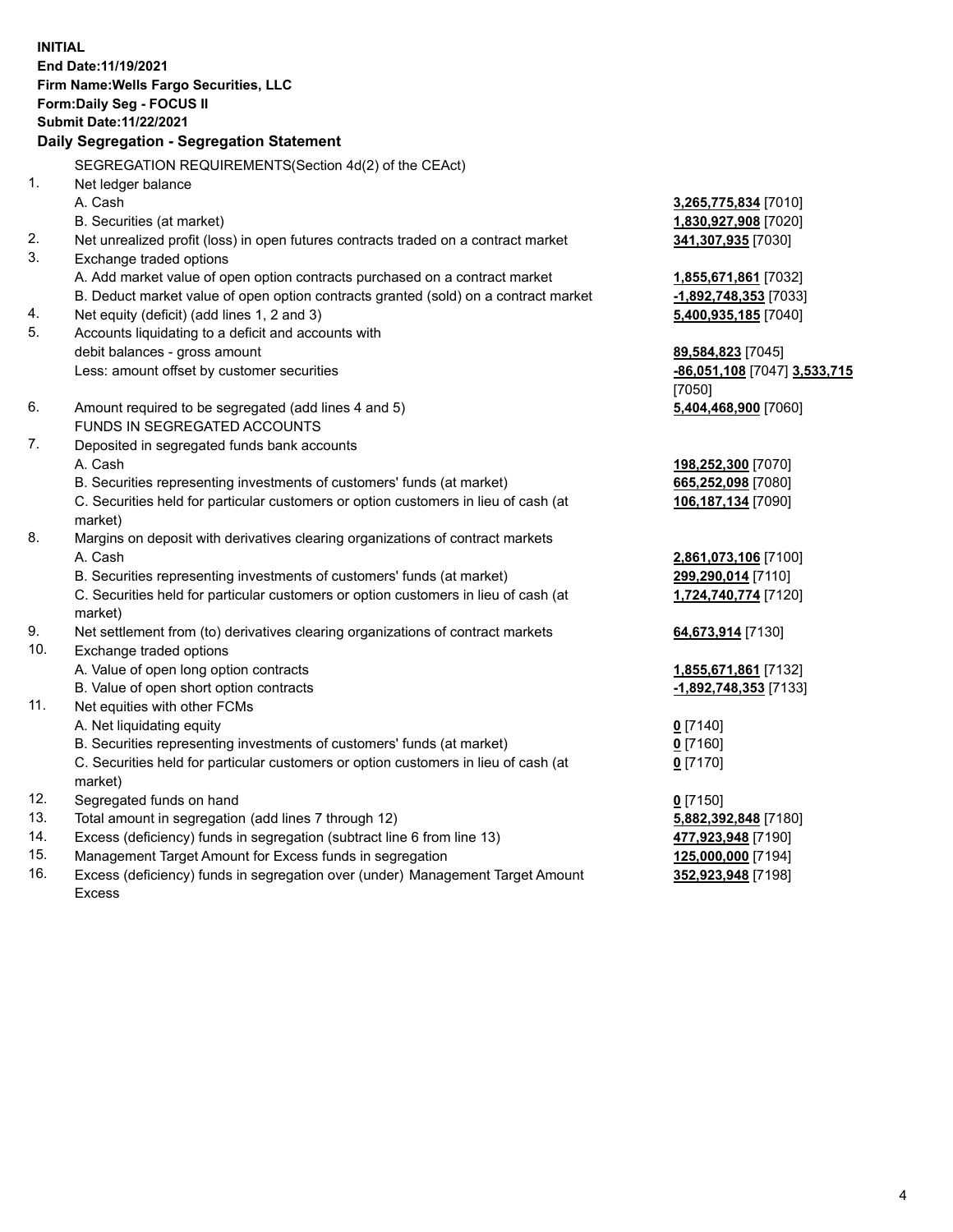**INITIAL**
**End Date:11/19/2021**
**Firm Name:Wells Fargo Securities, LLC**
**Form:Daily Seg - FOCUS II**
**Submit Date:11/22/2021**

## Daily Segregation - Segregation Statement

| | | |
|---|---|---|
| | SEGREGATION REQUIREMENTS(Section 4d(2) of the CEAct) | |
| 1. | Net ledger balance | |
| | A. Cash | **3,265,775,834** [7010] |
| | B. Securities (at market) | **1,830,927,908** [7020] |
| 2. | Net unrealized profit (loss) in open futures contracts traded on a contract market | **341,307,935** [7030] |
| 3. | Exchange traded options | |
| | A. Add market value of open option contracts purchased on a contract market | **1,855,671,861** [7032] |
| | B. Deduct market value of open option contracts granted (sold) on a contract market | **-1,892,748,353** [7033] |
| 4. | Net equity (deficit) (add lines 1, 2 and 3) | **5,400,935,185** [7040] |
| 5. | Accounts liquidating to a deficit and accounts with debit balances - gross amount | **89,584,823** [7045] |
| | Less: amount offset by customer securities | **-86,051,108** [7047] **3,533,715** [7050] |
| 6. | Amount required to be segregated (add lines 4 and 5) | **5,404,468,900** [7060] |
| | FUNDS IN SEGREGATED ACCOUNTS | |
| 7. | Deposited in segregated funds bank accounts | |
| | A. Cash | **198,252,300** [7070] |
| | B. Securities representing investments of customers' funds (at market) | **665,252,098** [7080] |
| | C. Securities held for particular customers or option customers in lieu of cash (at market) | **106,187,134** [7090] |
| 8. | Margins on deposit with derivatives clearing organizations of contract markets | |
| | A. Cash | **2,861,073,106** [7100] |
| | B. Securities representing investments of customers' funds (at market) | **299,290,014** [7110] |
| | C. Securities held for particular customers or option customers in lieu of cash (at market) | **1,724,740,774** [7120] |
| 9. | Net settlement from (to) derivatives clearing organizations of contract markets | **64,673,914** [7130] |
| 10. | Exchange traded options | |
| | A. Value of open long option contracts | **1,855,671,861** [7132] |
| | B. Value of open short option contracts | **-1,892,748,353** [7133] |
| 11. | Net equities with other FCMs | |
| | A. Net liquidating equity | **0** [7140] |
| | B. Securities representing investments of customers' funds (at market) | **0** [7160] |
| | C. Securities held for particular customers or option customers in lieu of cash (at market) | **0** [7170] |
| 12. | Segregated funds on hand | **0** [7150] |
| 13. | Total amount in segregation (add lines 7 through 12) | **5,882,392,848** [7180] |
| 14. | Excess (deficiency) funds in segregation (subtract line 6 from line 13) | **477,923,948** [7190] |
| 15. | Management Target Amount for Excess funds in segregation | **125,000,000** [7194] |
| 16. | Excess (deficiency) funds in segregation over (under) Management Target Amount Excess | **352,923,948** [7198] |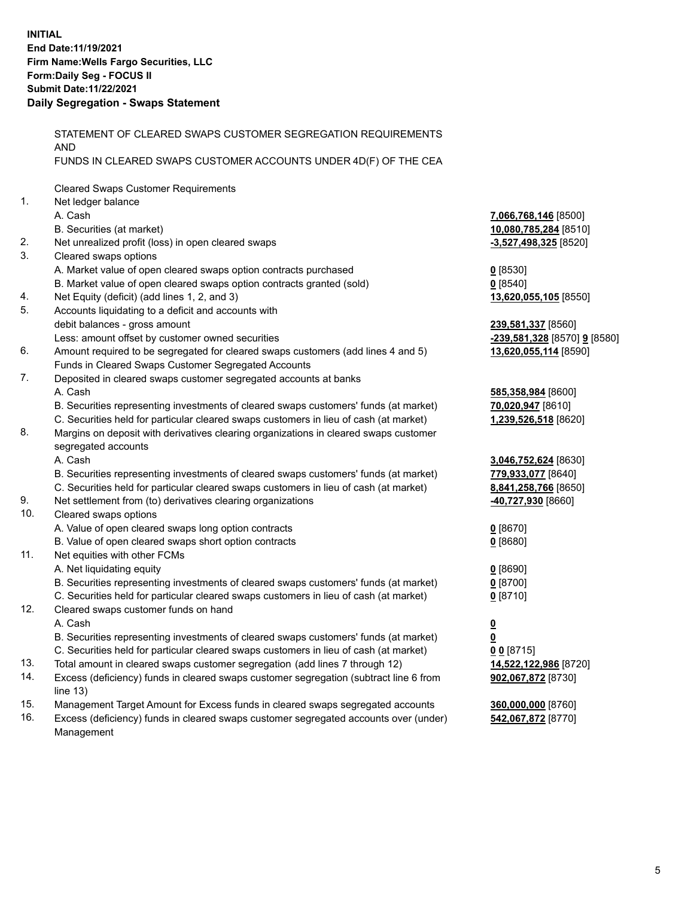**INITIAL**
**End Date:11/19/2021**
**Firm Name:Wells Fargo Securities, LLC**
**Form:Daily Seg - FOCUS II**
**Submit Date:11/22/2021**
**Daily Segregation - Swaps Statement**

STATEMENT OF CLEARED SWAPS CUSTOMER SEGREGATION REQUIREMENTS AND FUNDS IN CLEARED SWAPS CUSTOMER ACCOUNTS UNDER 4D(F) OF THE CEA

| | | |
|---|---|---|
| | Cleared Swaps Customer Requirements | |
| 1. | Net ledger balance | |
| | A. Cash | **7,066,768,146** [8500] |
| | B. Securities (at market) | **10,080,785,284** [8510] |
| 2. | Net unrealized profit (loss) in open cleared swaps | **-3,527,498,325** [8520] |
| 3. | Cleared swaps options | |
| | A. Market value of open cleared swaps option contracts purchased | **0** [8530] |
| | B. Market value of open cleared swaps option contracts granted (sold) | **0** [8540] |
| 4. | Net Equity (deficit) (add lines 1, 2, and 3) | **13,620,055,105** [8550] |
| 5. | Accounts liquidating to a deficit and accounts with debit balances - gross amount | **239,581,337** [8560] |
| | Less: amount offset by customer owned securities | **-239,581,328** [8570] **9** [8580] |
| 6. | Amount required to be segregated for cleared swaps customers (add lines 4 and 5) | **13,620,055,114** [8590] |
| | Funds in Cleared Swaps Customer Segregated Accounts | |
| 7. | Deposited in cleared swaps customer segregated accounts at banks | |
| | A. Cash | **585,358,984** [8600] |
| | B. Securities representing investments of cleared swaps customers' funds (at market) | **70,020,947** [8610] |
| | C. Securities held for particular cleared swaps customers in lieu of cash (at market) | **1,239,526,518** [8620] |
| 8. | Margins on deposit with derivatives clearing organizations in cleared swaps customer segregated accounts | |
| | A. Cash | **3,046,752,624** [8630] |
| | B. Securities representing investments of cleared swaps customers' funds (at market) | **779,933,077** [8640] |
| | C. Securities held for particular cleared swaps customers in lieu of cash (at market) | **8,841,258,766** [8650] |
| 9. | Net settlement from (to) derivatives clearing organizations | **-40,727,930** [8660] |
| 10. | Cleared swaps options | |
| | A. Value of open cleared swaps long option contracts | **0** [8670] |
| | B. Value of open cleared swaps short option contracts | **0** [8680] |
| 11. | Net equities with other FCMs | |
| | A. Net liquidating equity | **0** [8690] |
| | B. Securities representing investments of cleared swaps customers' funds (at market) | **0** [8700] |
| | C. Securities held for particular cleared swaps customers in lieu of cash (at market) | **0** [8710] |
| 12. | Cleared swaps customer funds on hand | |
| | A. Cash | **0** |
| | B. Securities representing investments of cleared swaps customers' funds (at market) | **0** |
| | C. Securities held for particular cleared swaps customers in lieu of cash (at market) | **0** **0** [8715] |
| 13. | Total amount in cleared swaps customer segregation (add lines 7 through 12) | **14,522,122,986** [8720] |
| 14. | Excess (deficiency) funds in cleared swaps customer segregation (subtract line 6 from line 13) | **902,067,872** [8730] |
| 15. | Management Target Amount for Excess funds in cleared swaps segregated accounts | **360,000,000** [8760] |
| 16. | Excess (deficiency) funds in cleared swaps customer segregated accounts over (under) Management | **542,067,872** [8770] |